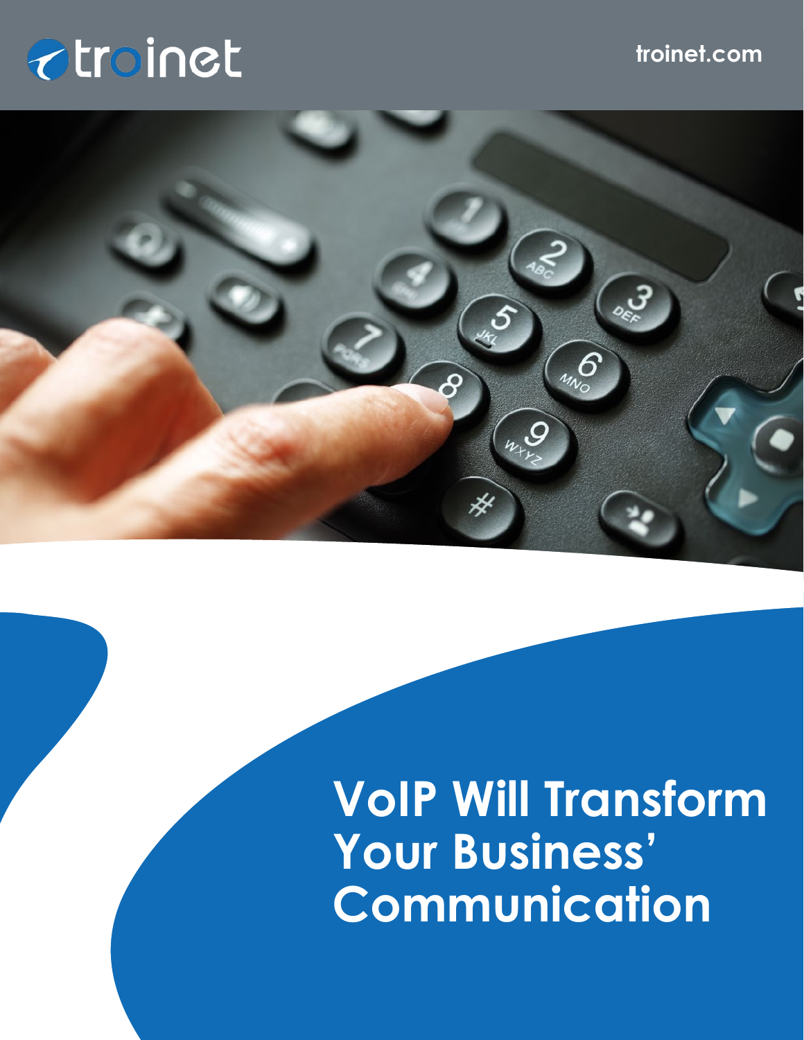troinet

troinet.com

# VoIP Will Transform Your Business' Communication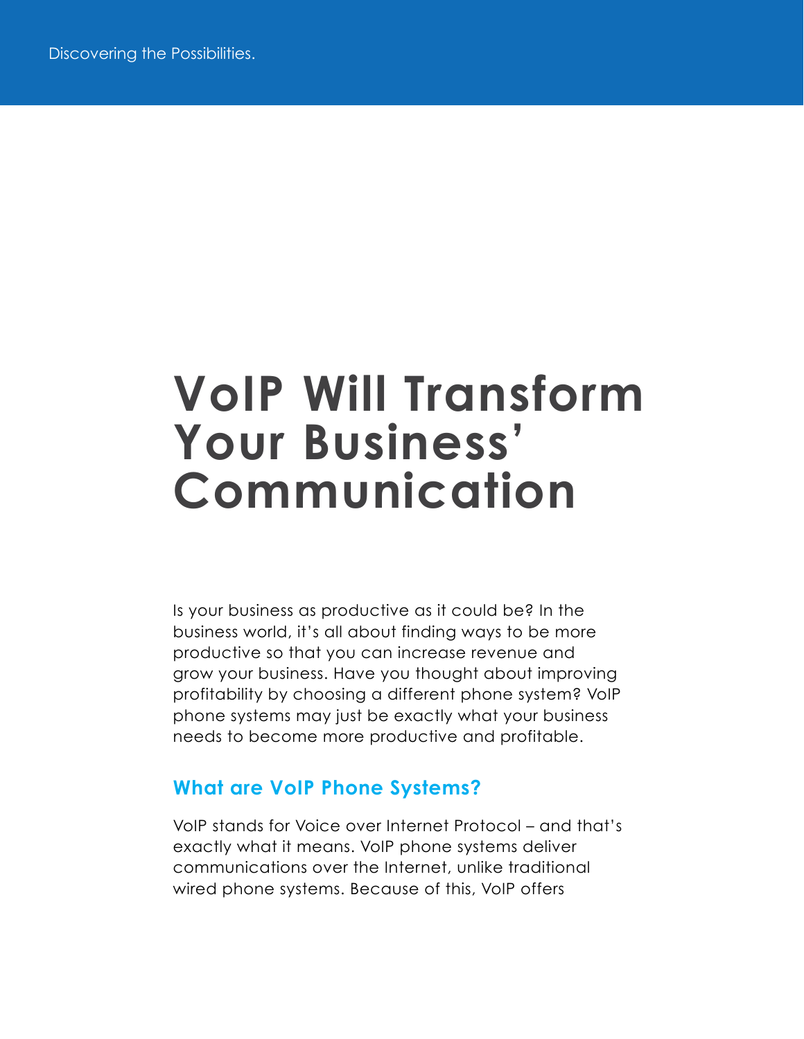# VoIP Will Transform Your Business' Communication

Is your business as productive as it could be? In the business world, it's all about finding ways to be more productive so that you can increase revenue and grow your business. Have you thought about improving profitability by choosing a different phone system? VoIP phone systems may just be exactly what your business needs to become more productive and profitable.

## What are VoIP Phone Systems?

VoIP stands for Voice over Internet Protocol – and that's exactly what it means. VoIP phone systems deliver communications over the Internet, unlike traditional wired phone systems. Because of this, VoIP offers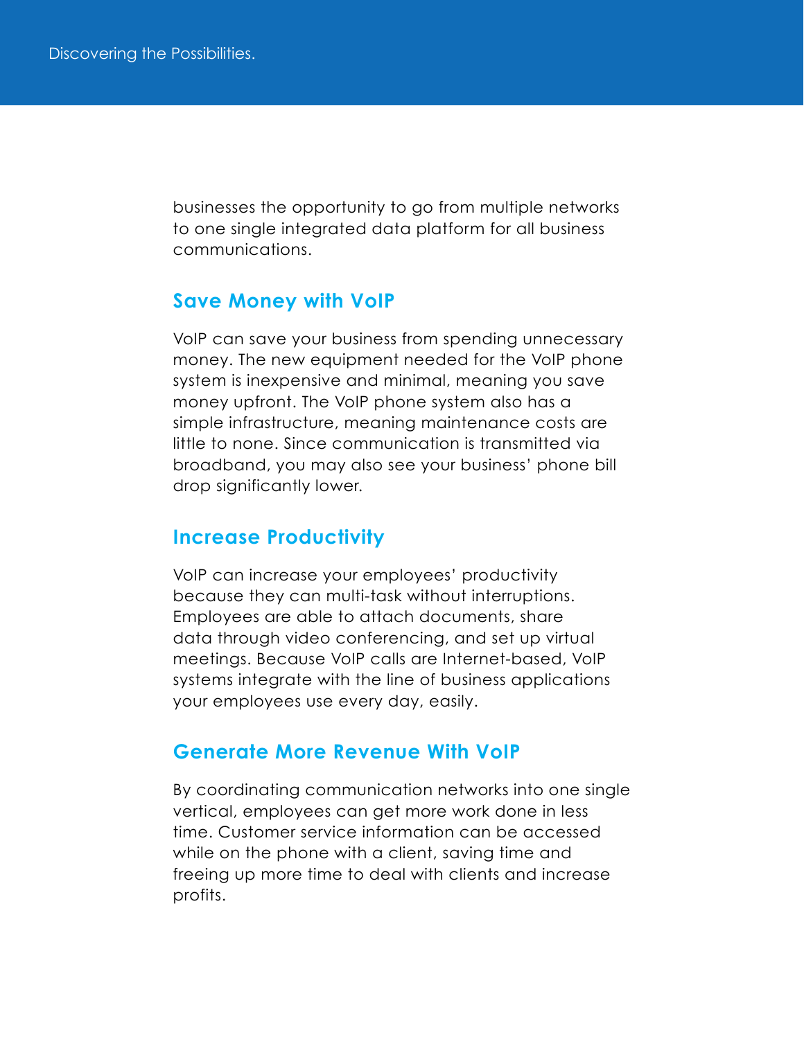businesses the opportunity to go from multiple networks to one single integrated data platform for all business communications.

## Save Money with VoIP

VoIP can save your business from spending unnecessary money. The new equipment needed for the VoIP phone system is inexpensive and minimal, meaning you save money upfront. The VoIP phone system also has a simple infrastructure, meaning maintenance costs are little to none. Since communication is transmitted via broadband, you may also see your business' phone bill drop significantly lower.

## Increase Productivity

VoIP can increase your employees' productivity because they can multi-task without interruptions. Employees are able to attach documents, share data through video conferencing, and set up virtual meetings. Because VoIP calls are Internet-based, VoIP systems integrate with the line of business applications your employees use every day, easily.

## Generate More Revenue With VoIP

By coordinating communication networks into one single vertical, employees can get more work done in less time. Customer service information can be accessed while on the phone with a client, saving time and freeing up more time to deal with clients and increase profits.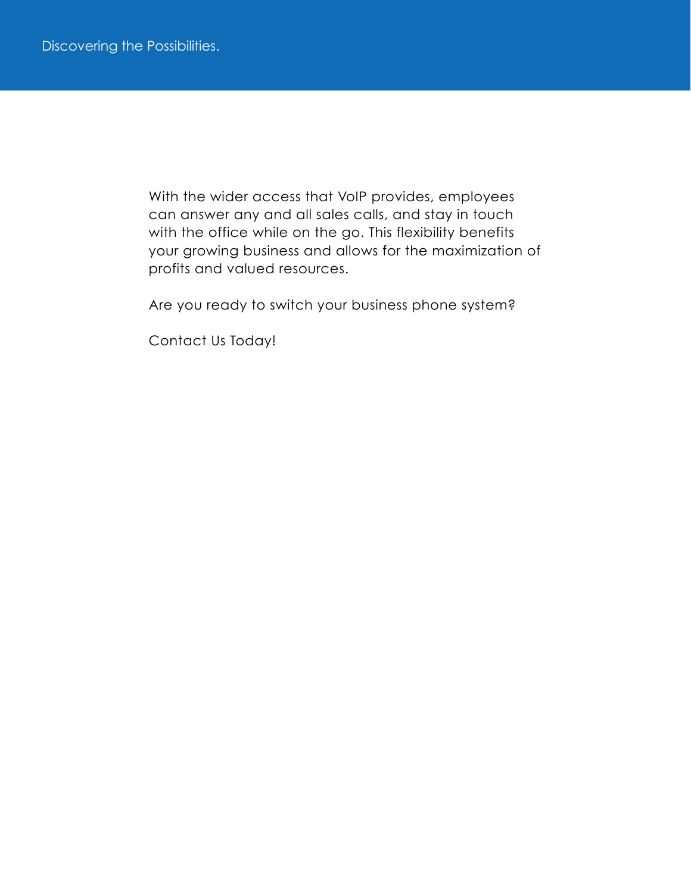With the wider access that VoIP provides, employees can answer any and all sales calls, and stay in touch with the office while on the go. This flexibility benefits your growing business and allows for the maximization of profits and valued resources.

Are you ready to switch your business phone system?

Contact Us Today!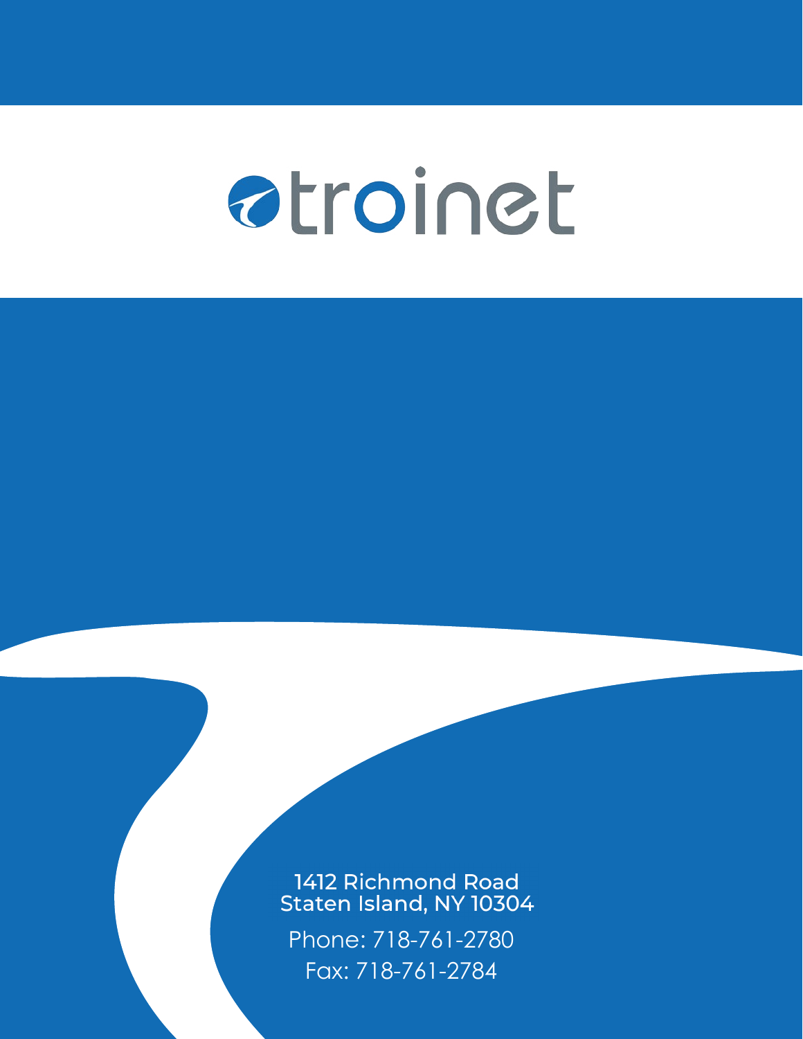troinet

1412 Richmond Road
Staten Island, NY 10304

Phone: 718-761-2780

Fax: 718-761-2784